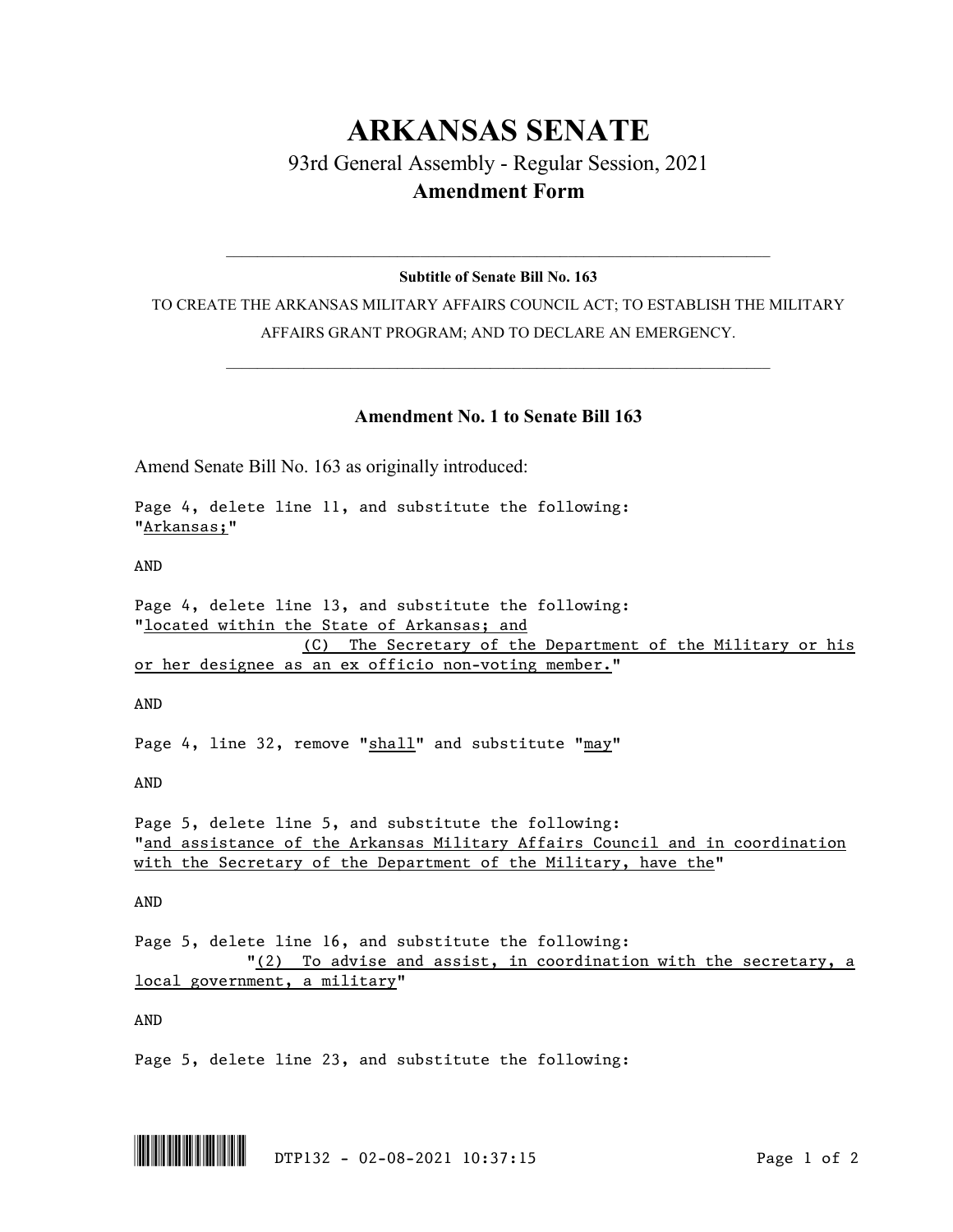# ARKANSAS SENATE

## 93rd General Assembly - Regular Session, 2021

### Amendment Form

---

**Subtitle of Senate Bill No. 163**

TO CREATE THE ARKANSAS MILITARY AFFAIRS COUNCIL ACT; TO ESTABLISH THE MILITARY AFFAIRS GRANT PROGRAM; AND TO DECLARE AN EMERGENCY.

---

### Amendment No. 1 to Senate Bill 163

Amend Senate Bill No. 163 as originally introduced:

Page 4, delete line 11, and substitute the following:
"Arkansas;"

AND

Page 4, delete line 13, and substitute the following:
"located within the State of Arkansas; and
(C) The Secretary of the Department of the Military or his or her designee as an ex officio non-voting member."

AND

Page 4, line 32, remove "shall" and substitute "may"

AND

Page 5, delete line 5, and substitute the following:
"and assistance of the Arkansas Military Affairs Council and in coordination with the Secretary of the Department of the Military, have the"

AND

Page 5, delete line 16, and substitute the following:
"(2) To advise and assist, in coordination with the secretary, a local government, a military"

AND

Page 5, delete line 23, and substitute the following:

DTP132 - 02-08-2021 10:37:15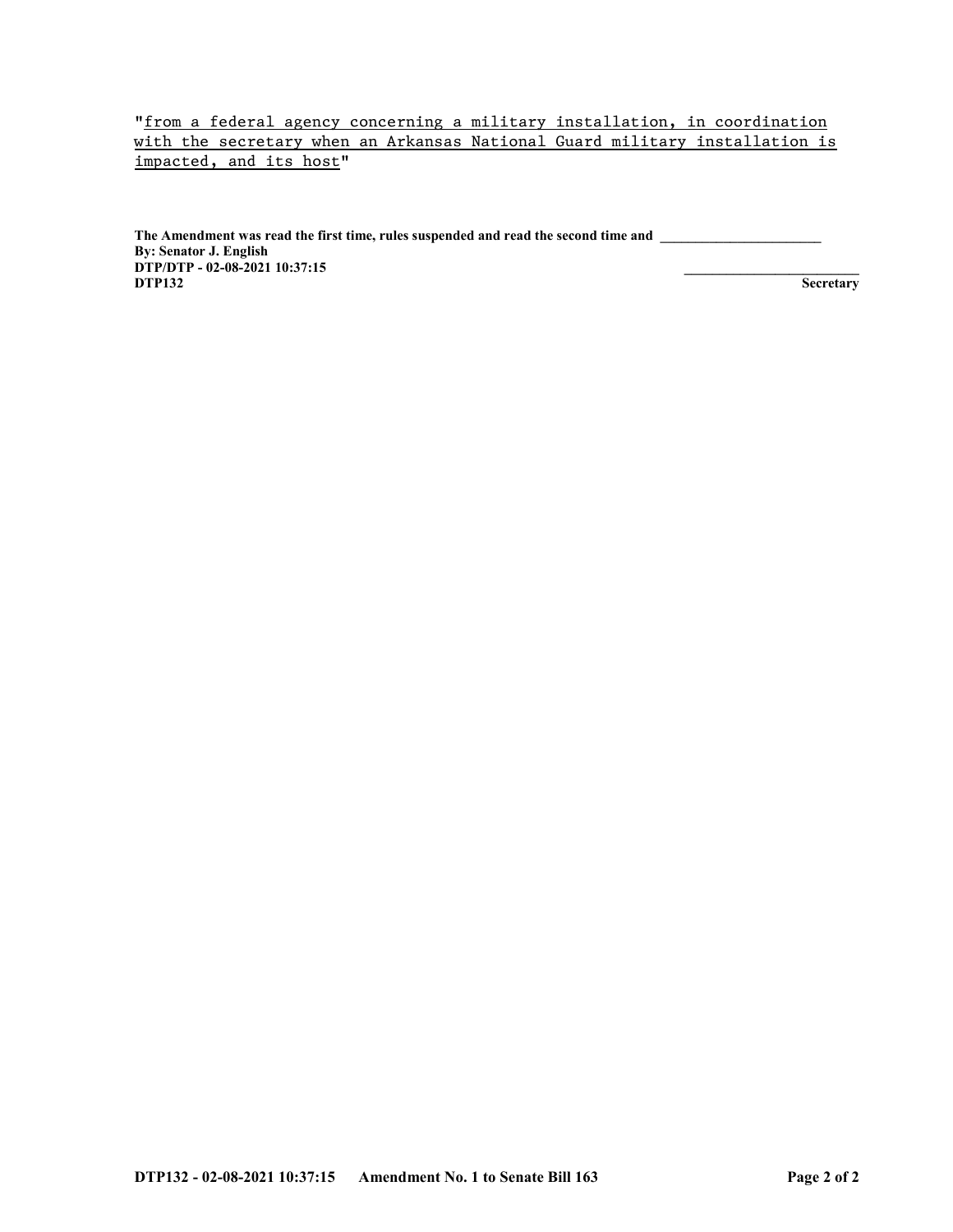"from a federal agency concerning a military installation, in coordination with the secretary when an Arkansas National Guard military installation is impacted, and its host"

**The Amendment was read the first time, rules suspended and read the second time and \_\_\_\_\_\_\_\_\_\_\_\_\_\_\_\_\_\_\_\_\_\_\_**
**By: Senator J. English**
**DTP/DTP - 02-08-2021 10:37:15**
**DTP132**

**\_\_\_\_\_\_\_\_\_\_\_\_\_\_\_\_\_\_\_\_\_\_\_\_\_**
**Secretary**